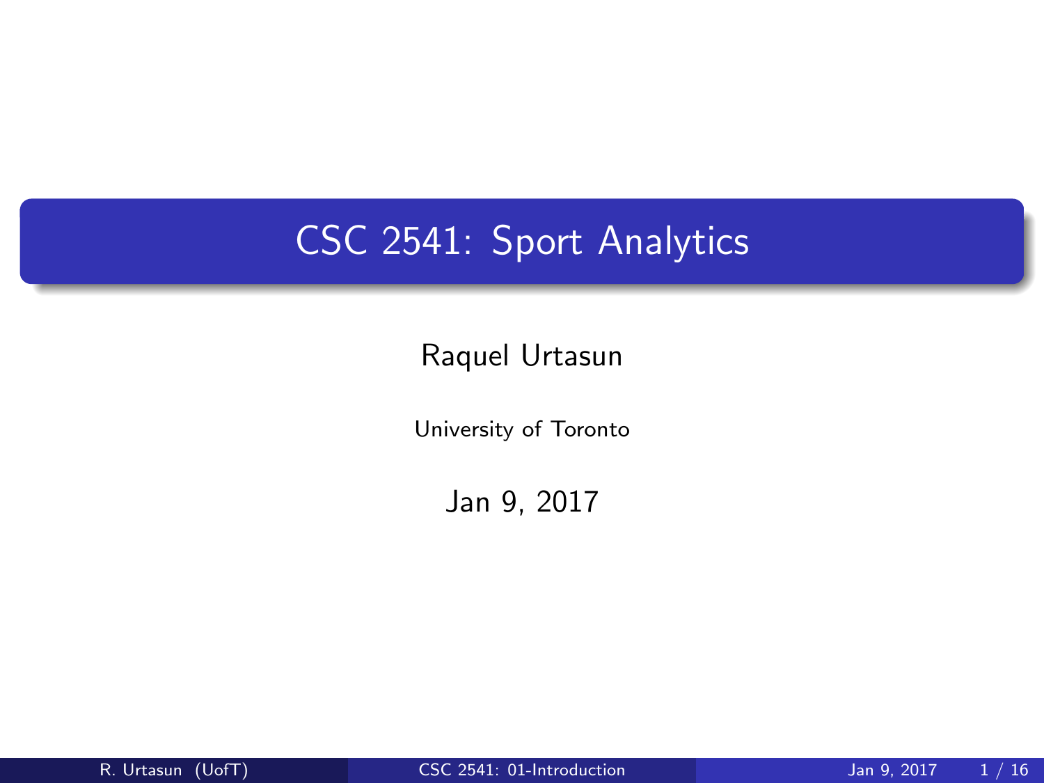# CSC 2541: Sport Analytics

Raquel Urtasun

University of Toronto

Jan 9, 2017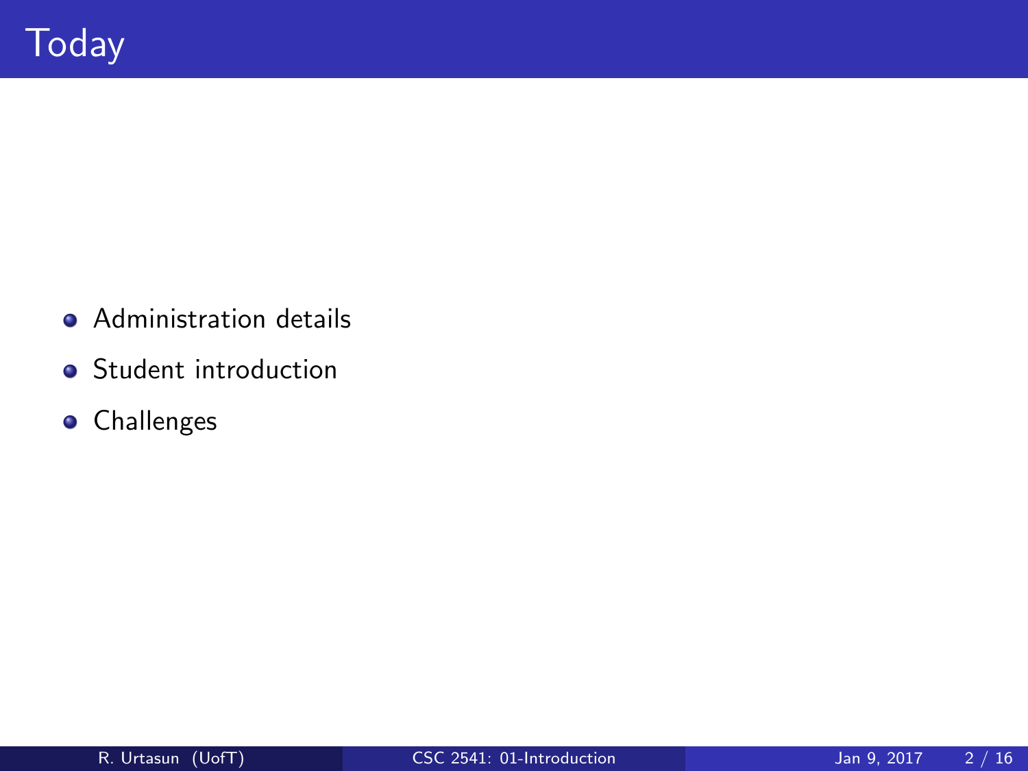# Today

- Administration details
- Student introduction
- Challenges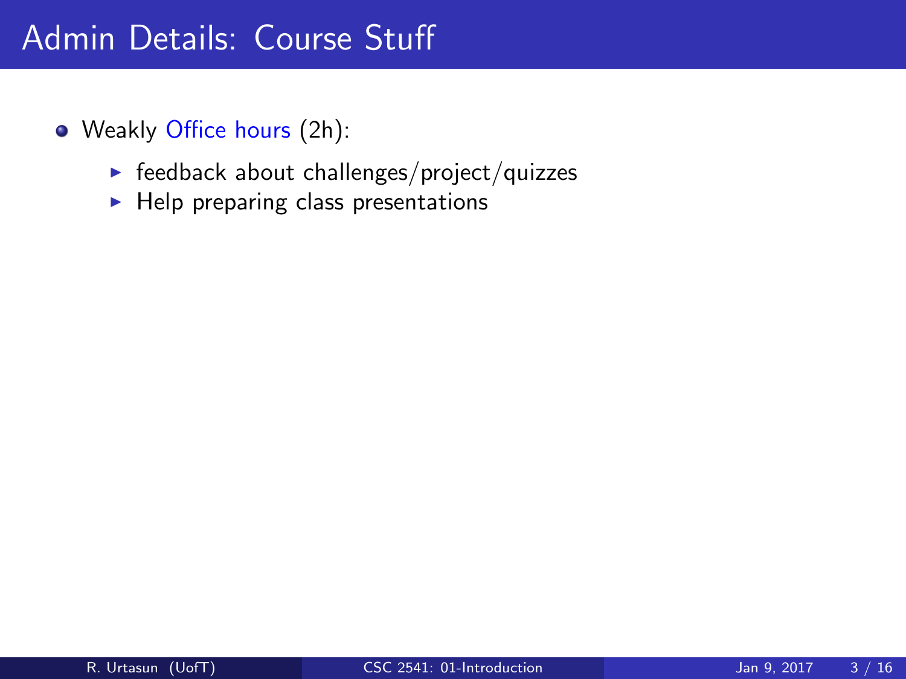# Admin Details: Course Stuff

- Weakly Office hours (2h):
  - feedback about challenges/project/quizzes
  - Help preparing class presentations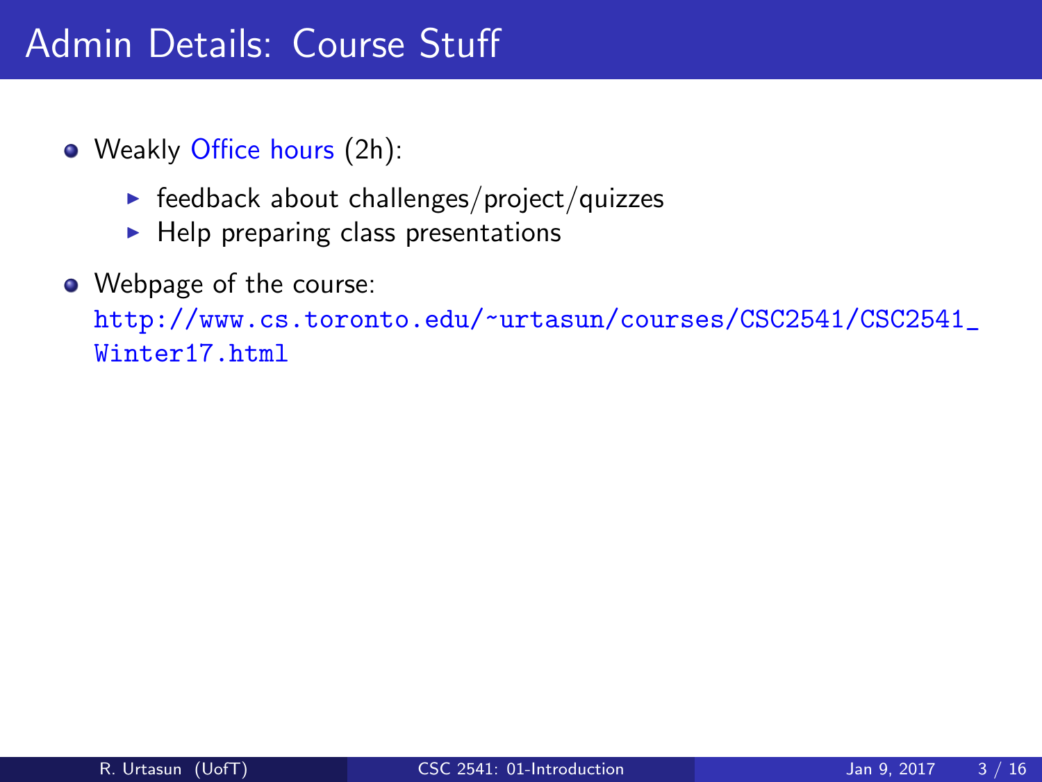# Admin Details: Course Stuff

- Weakly Office hours (2h):
  - feedback about challenges/project/quizzes
  - Help preparing class presentations
- Webpage of the course:
  http://www.cs.toronto.edu/~urtasun/courses/CSC2541/CSC2541_Winter17.html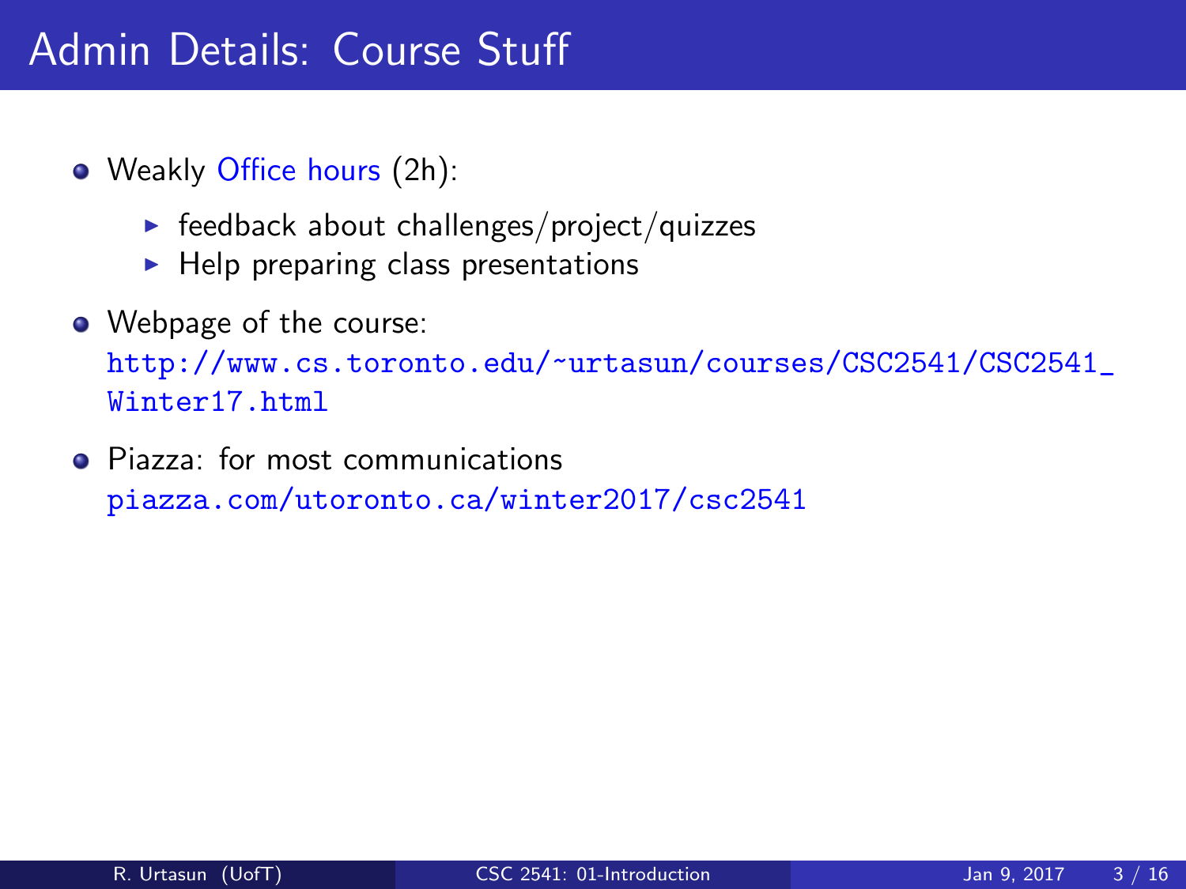# Admin Details: Course Stuff

- Weakly Office hours (2h):
  - feedback about challenges/project/quizzes
  - Help preparing class presentations
- Webpage of the course:
  http://www.cs.toronto.edu/~urtasun/courses/CSC2541/CSC2541_Winter17.html
- Piazza: for most communications
  piazza.com/utoronto.ca/winter2017/csc2541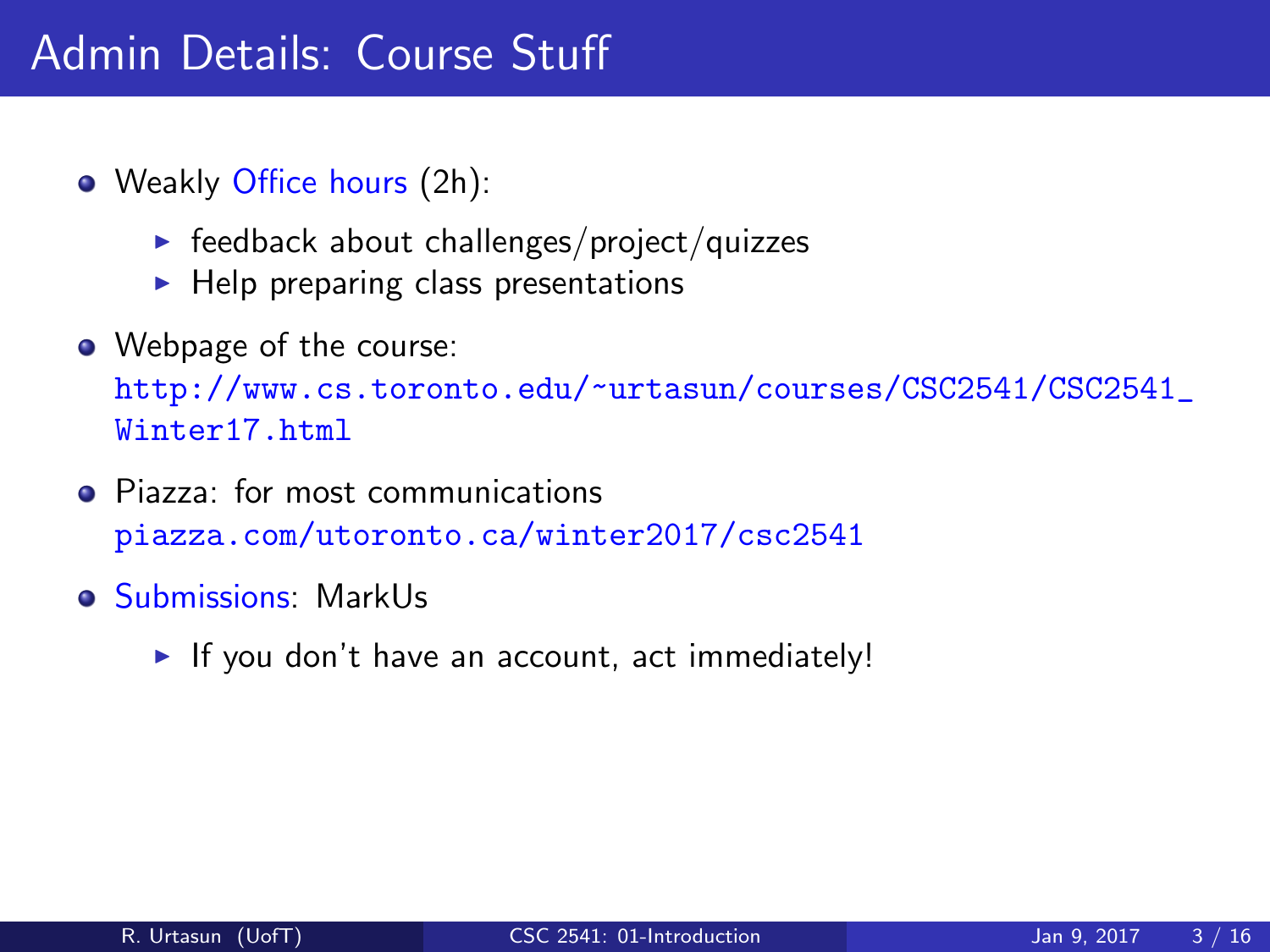# Admin Details: Course Stuff

- Weakly Office hours (2h):
  - feedback about challenges/project/quizzes
  - Help preparing class presentations
- Webpage of the course: http://www.cs.toronto.edu/~urtasun/courses/CSC2541/CSC2541_Winter17.html
- Piazza: for most communications piazza.com/utoronto.ca/winter2017/csc2541
- Submissions: MarkUs
  - If you don't have an account, act immediately!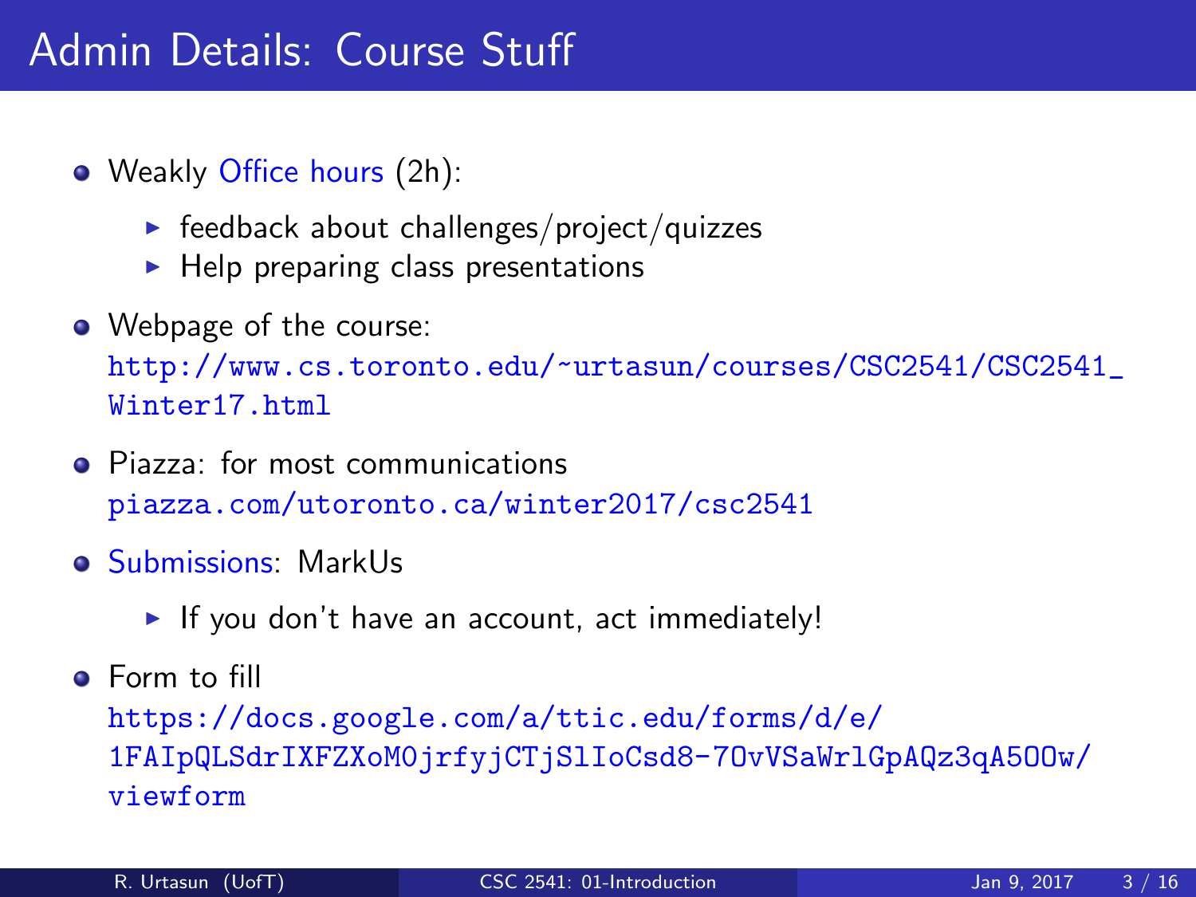# Admin Details: Course Stuff

- Weakly Office hours (2h):
  - feedback about challenges/project/quizzes
  - Help preparing class presentations
- Webpage of the course: http://www.cs.toronto.edu/~urtasun/courses/CSC2541/CSC2541_Winter17.html
- Piazza: for most communications piazza.com/utoronto.ca/winter2017/csc2541
- Submissions: MarkUs
  - If you don't have an account, act immediately!
- Form to fill https://docs.google.com/a/ttic.edu/forms/d/e/1FAIpQLSdrIXFZXoM0jrfyjCTjSlIoCsd8-7OvVSaWrlGpAQz3qA5OOw/viewform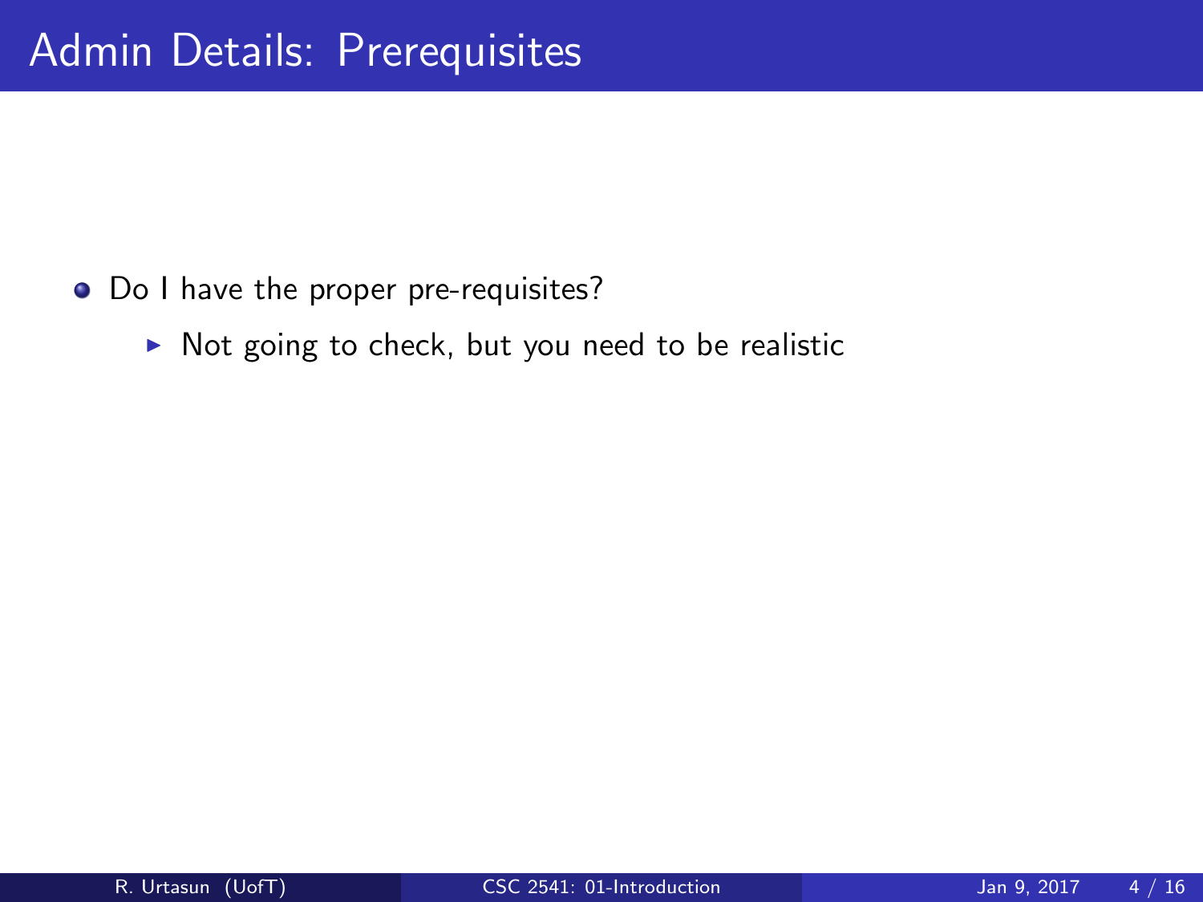# Admin Details: Prerequisites

- Do I have the proper pre-requisites?
  - Not going to check, but you need to be realistic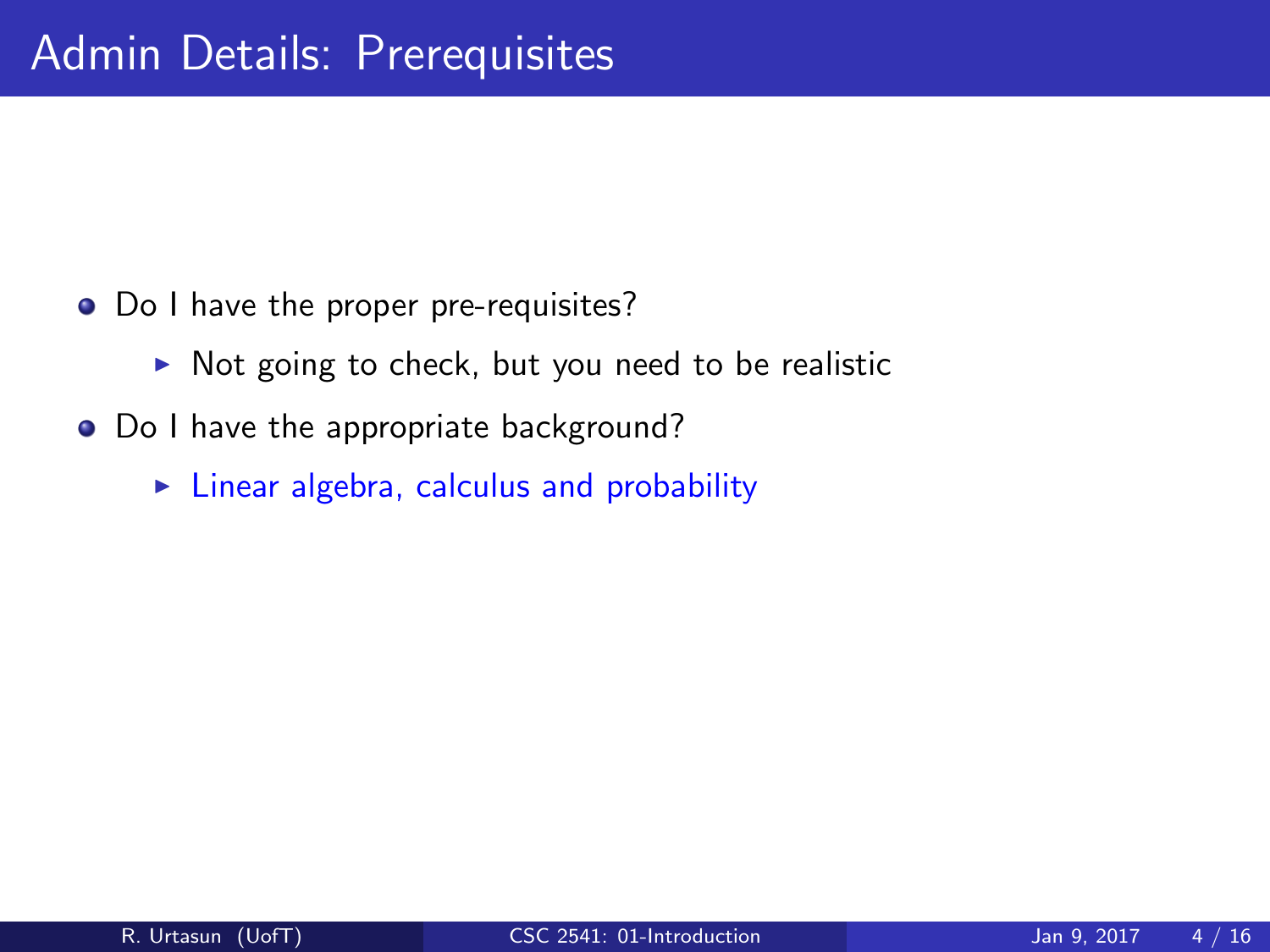# Admin Details: Prerequisites

- Do I have the proper pre-requisites?
  - Not going to check, but you need to be realistic
- Do I have the appropriate background?
  - Linear algebra, calculus and probability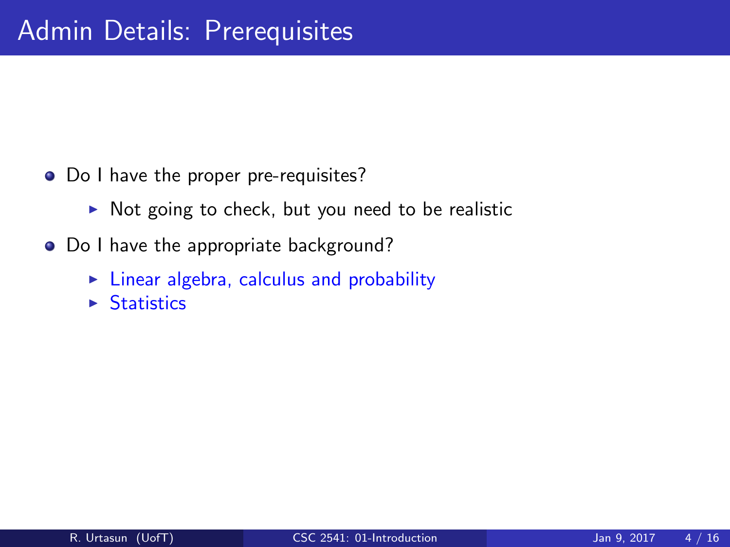# Admin Details: Prerequisites

- Do I have the proper pre-requisites?
  - Not going to check, but you need to be realistic
- Do I have the appropriate background?
  - Linear algebra, calculus and probability
  - Statistics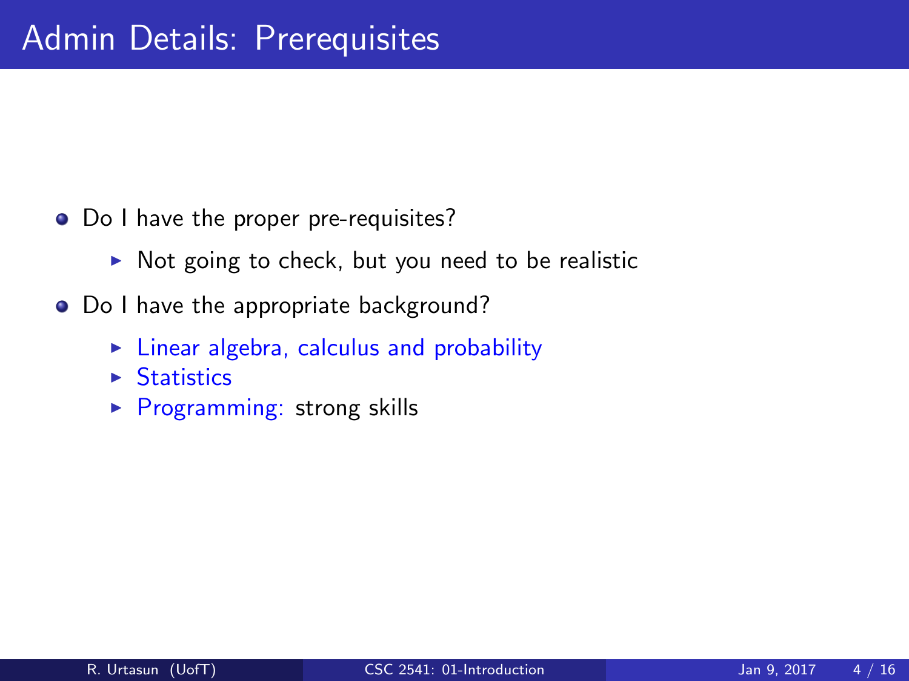# Admin Details: Prerequisites

- Do I have the proper pre-requisites?
  - Not going to check, but you need to be realistic
- Do I have the appropriate background?
  - Linear algebra, calculus and probability
  - Statistics
  - Programming: strong skills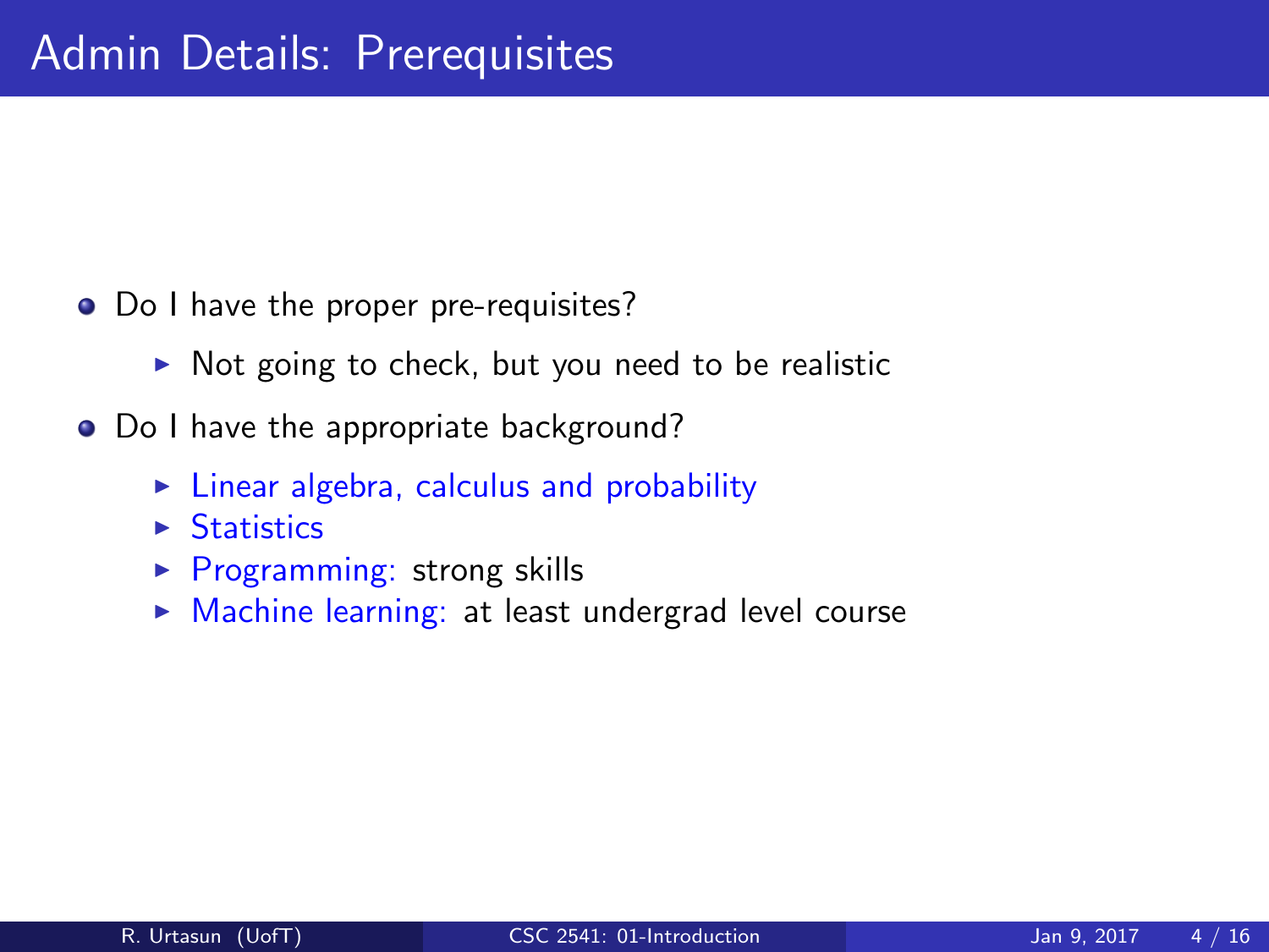# Admin Details: Prerequisites

- Do I have the proper pre-requisites?
  - Not going to check, but you need to be realistic
- Do I have the appropriate background?
  - Linear algebra, calculus and probability
  - Statistics
  - Programming: strong skills
  - Machine learning: at least undergrad level course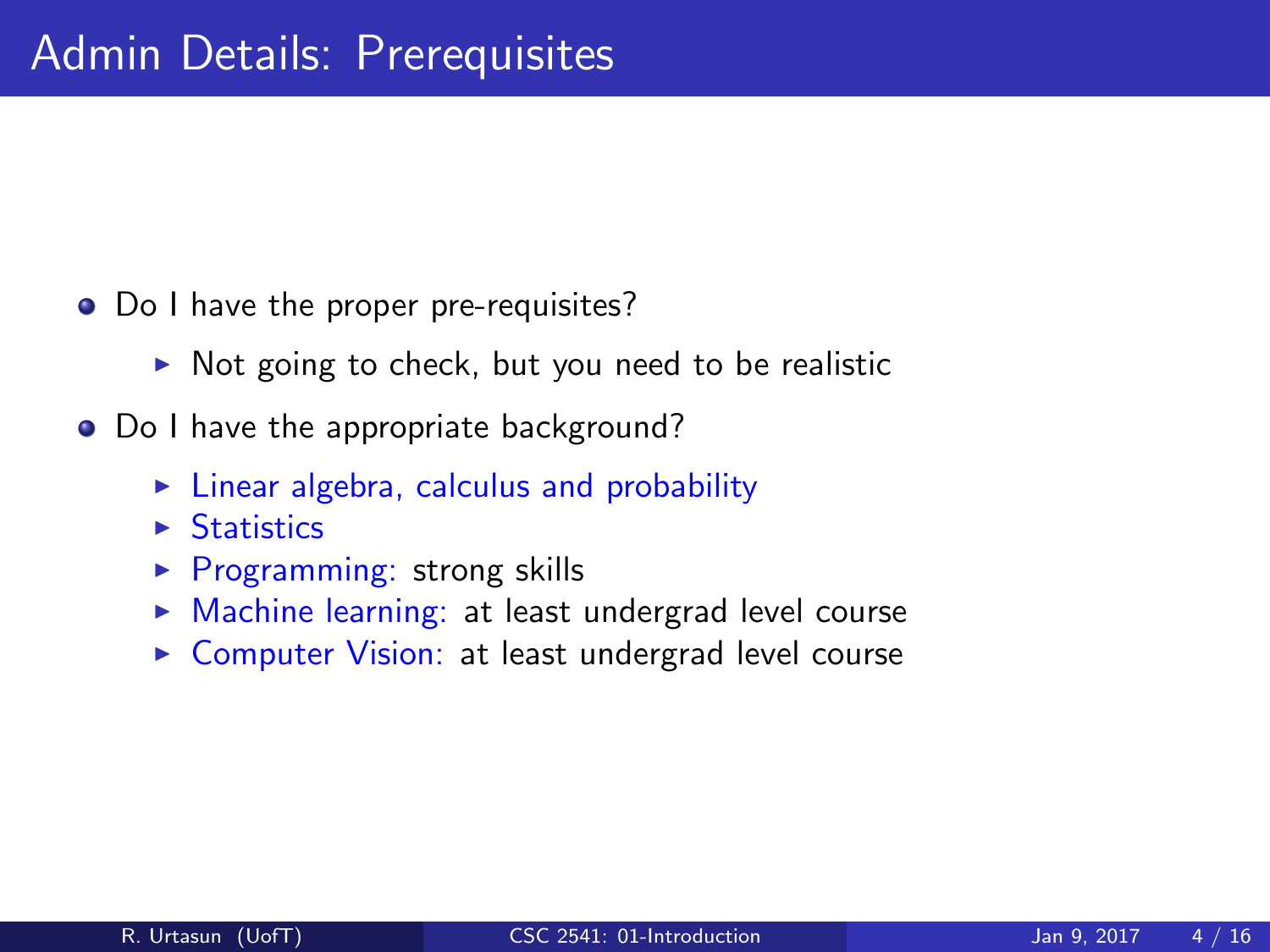# Admin Details: Prerequisites

- Do I have the proper pre-requisites?
  - Not going to check, but you need to be realistic
- Do I have the appropriate background?
  - Linear algebra, calculus and probability
  - Statistics
  - Programming: strong skills
  - Machine learning: at least undergrad level course
  - Computer Vision: at least undergrad level course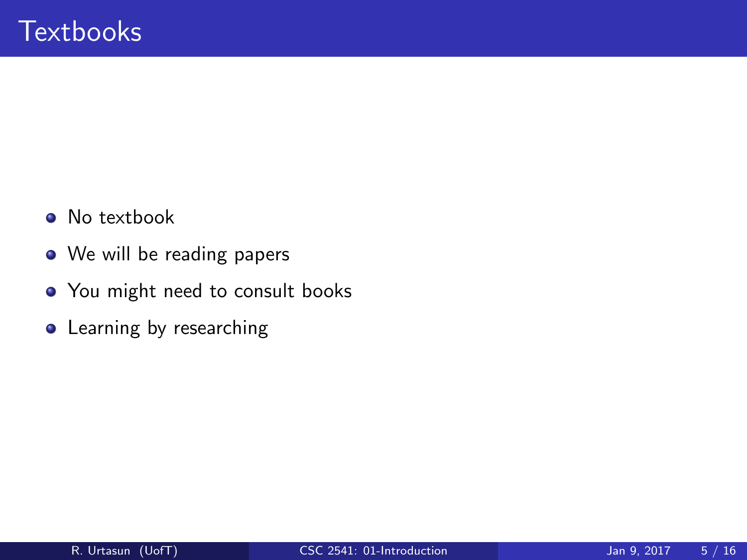# Textbooks

- No textbook
- We will be reading papers
- You might need to consult books
- Learning by researching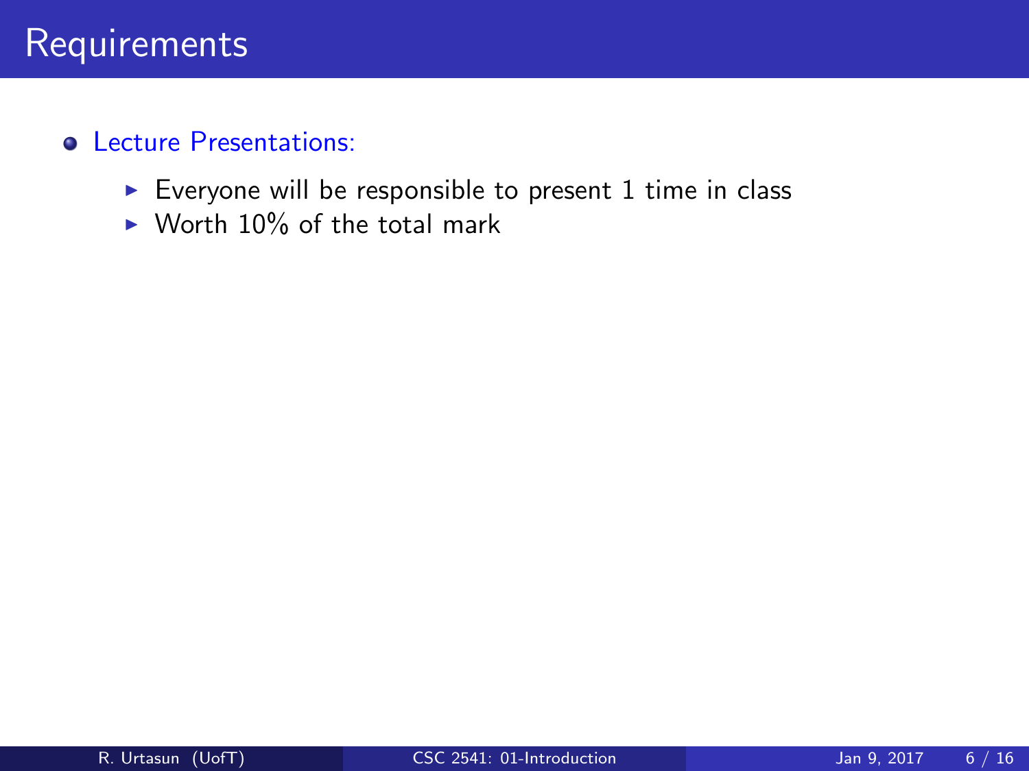# Requirements

- Lecture Presentations:
  - Everyone will be responsible to present 1 time in class
  - Worth 10% of the total mark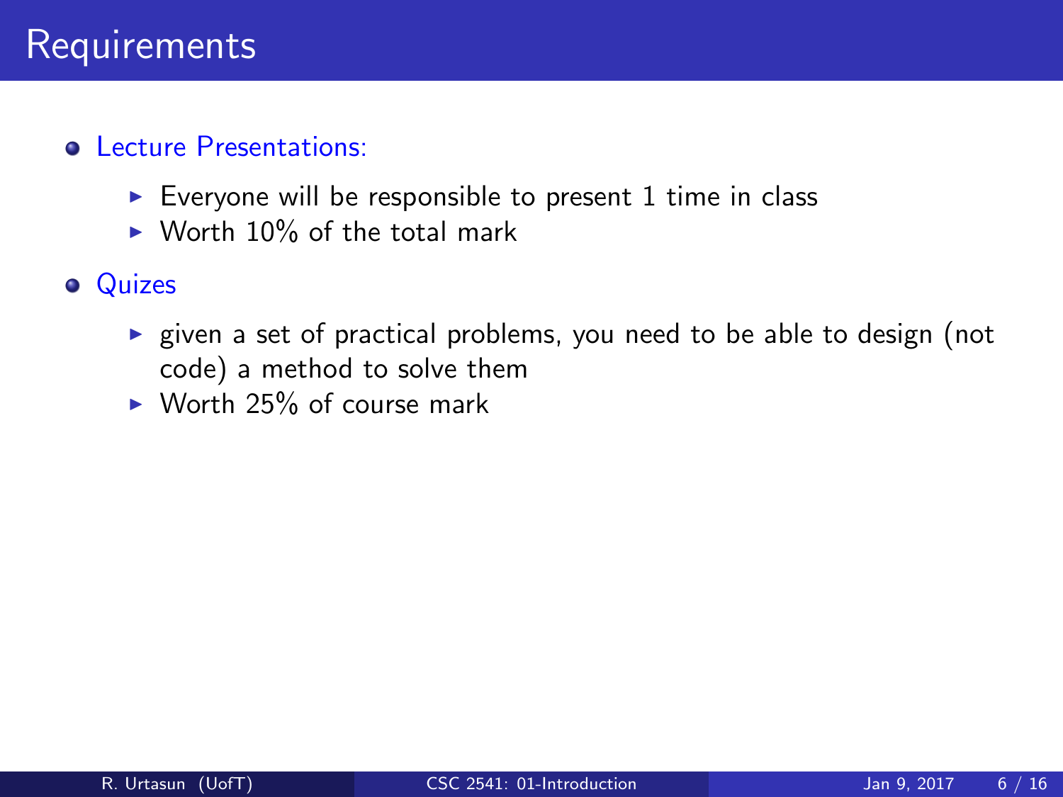# Requirements

- Lecture Presentations:
  - Everyone will be responsible to present 1 time in class
  - Worth 10% of the total mark
- Quizes
  - given a set of practical problems, you need to be able to design (not code) a method to solve them
  - Worth 25% of course mark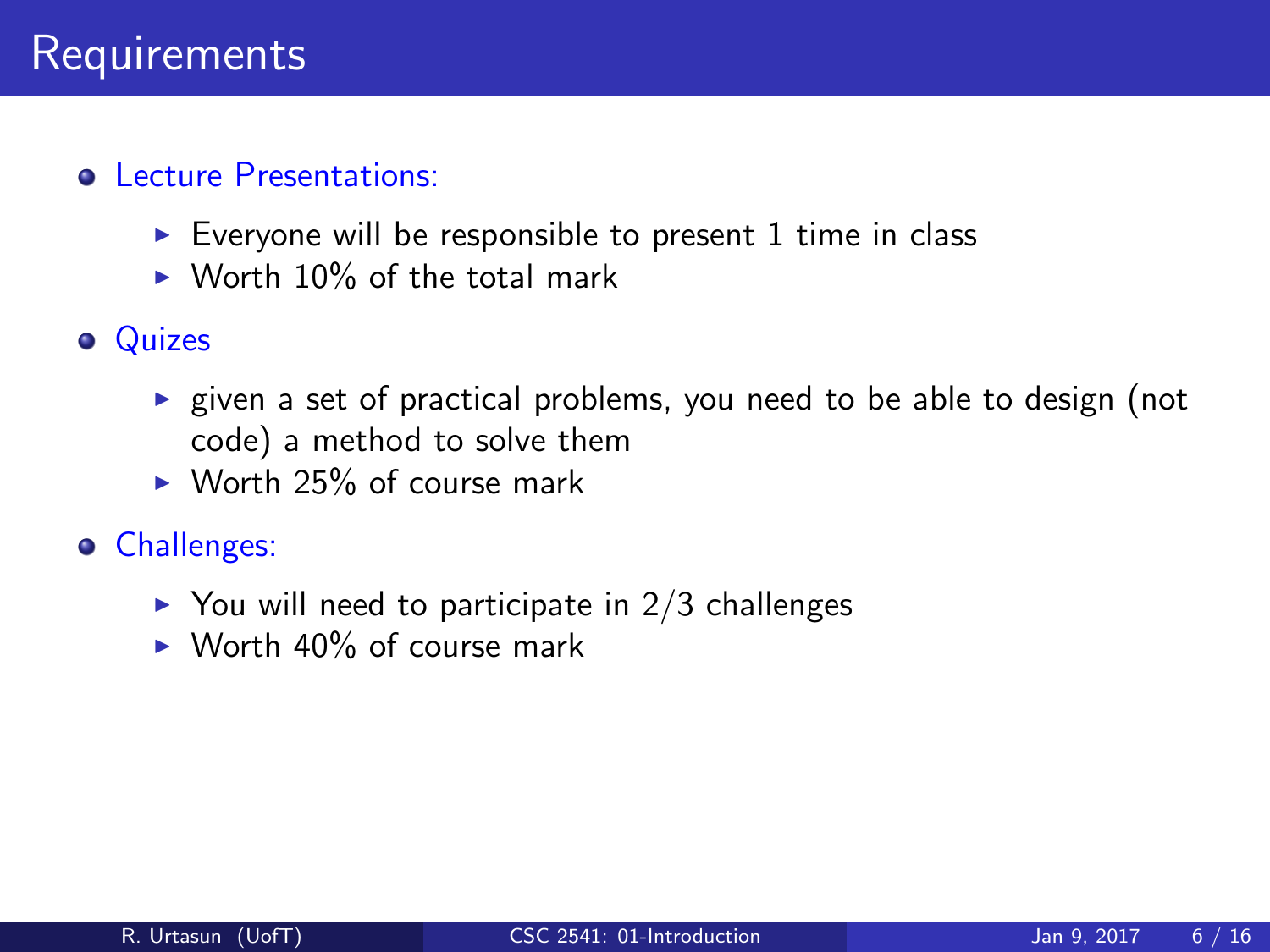# Requirements

- Lecture Presentations:
  - Everyone will be responsible to present 1 time in class
  - Worth 10% of the total mark
- Quizes
  - given a set of practical problems, you need to be able to design (not code) a method to solve them
  - Worth 25% of course mark
- Challenges:
  - You will need to participate in 2/3 challenges
  - Worth 40% of course mark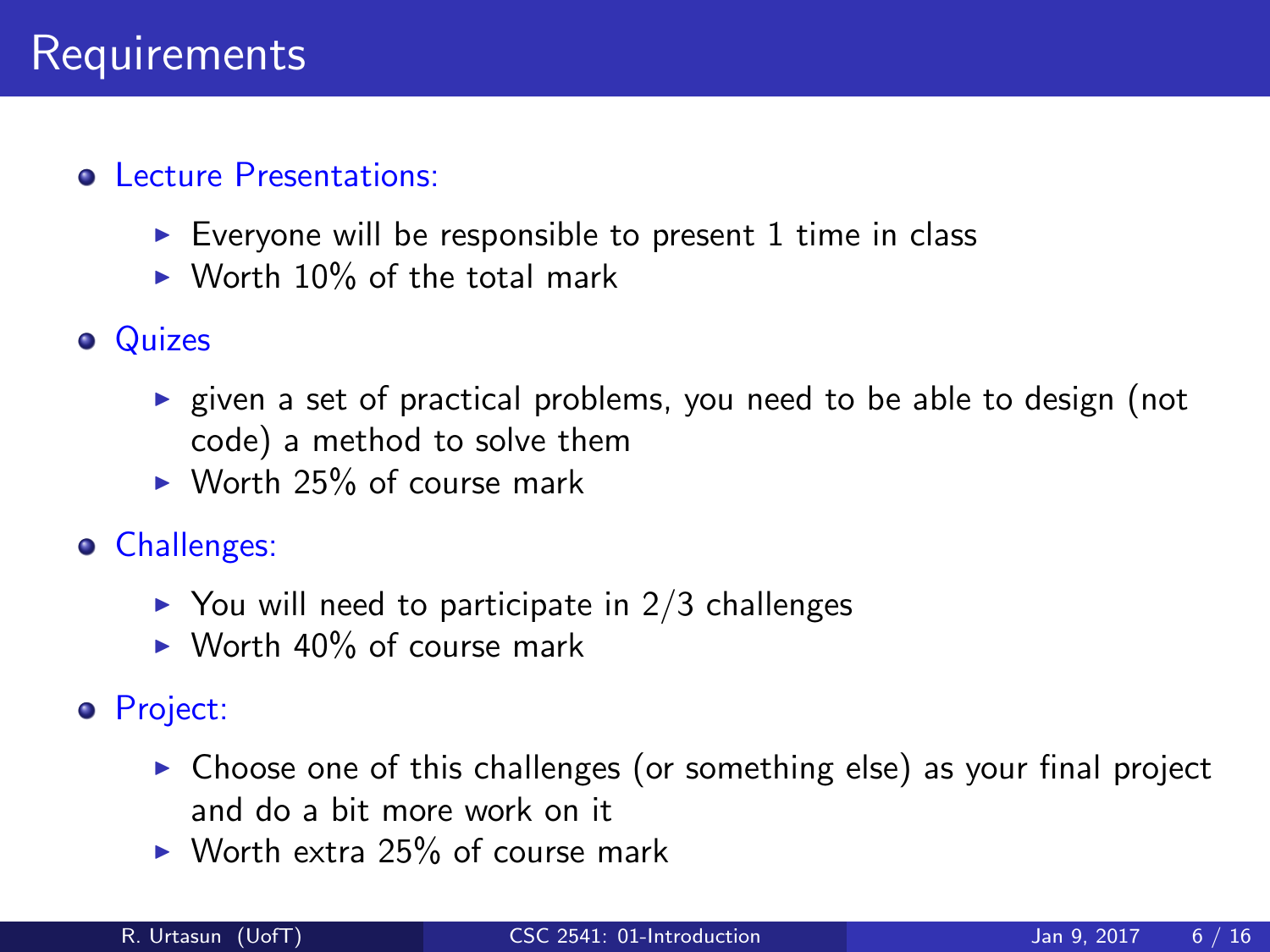# Requirements

- Lecture Presentations:
  - Everyone will be responsible to present 1 time in class
  - Worth 10% of the total mark
- Quizes
  - given a set of practical problems, you need to be able to design (not code) a method to solve them
  - Worth 25% of course mark
- Challenges:
  - You will need to participate in 2/3 challenges
  - Worth 40% of course mark
- Project:
  - Choose one of this challenges (or something else) as your final project and do a bit more work on it
  - Worth extra 25% of course mark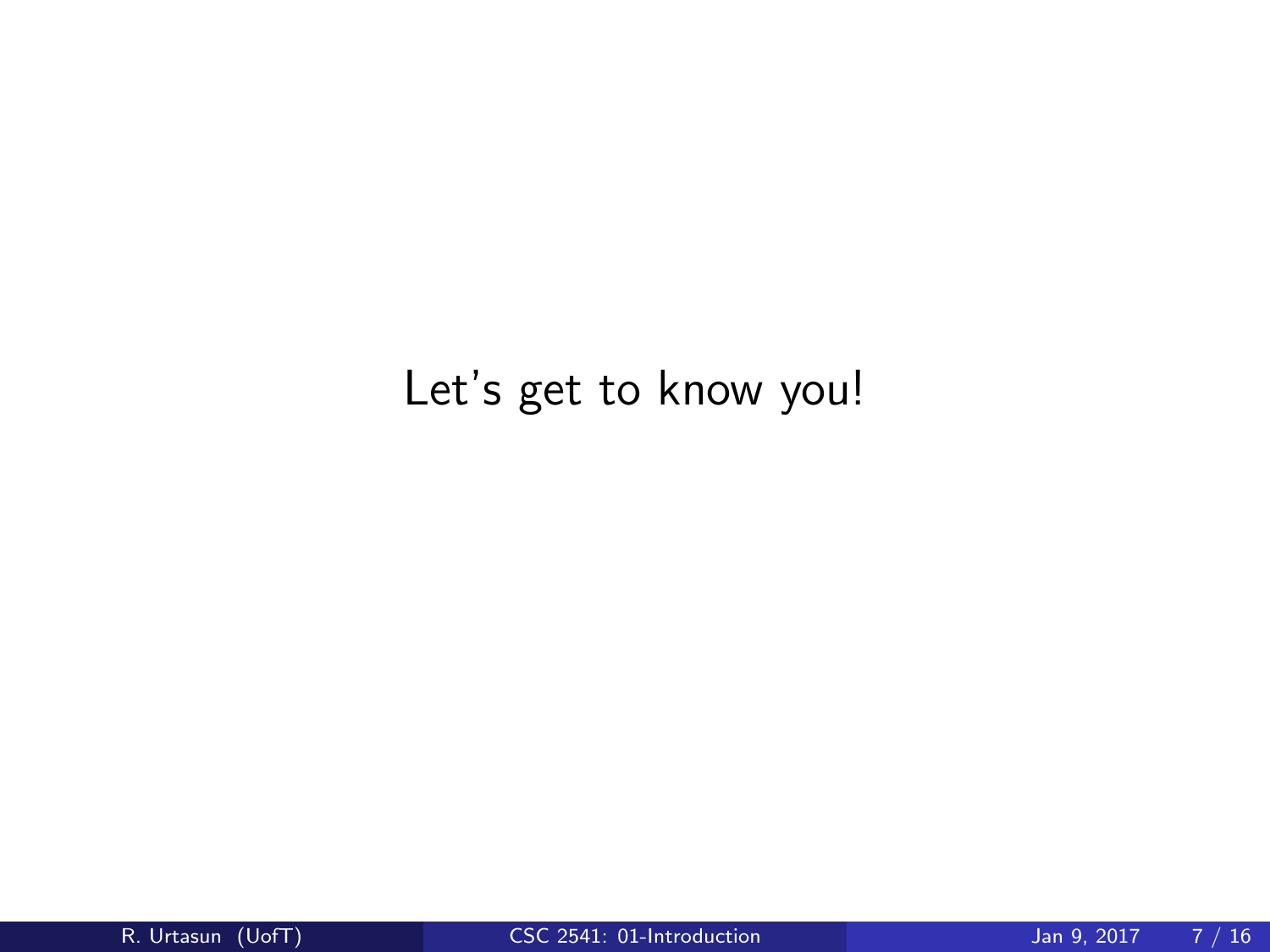Let's get to know you!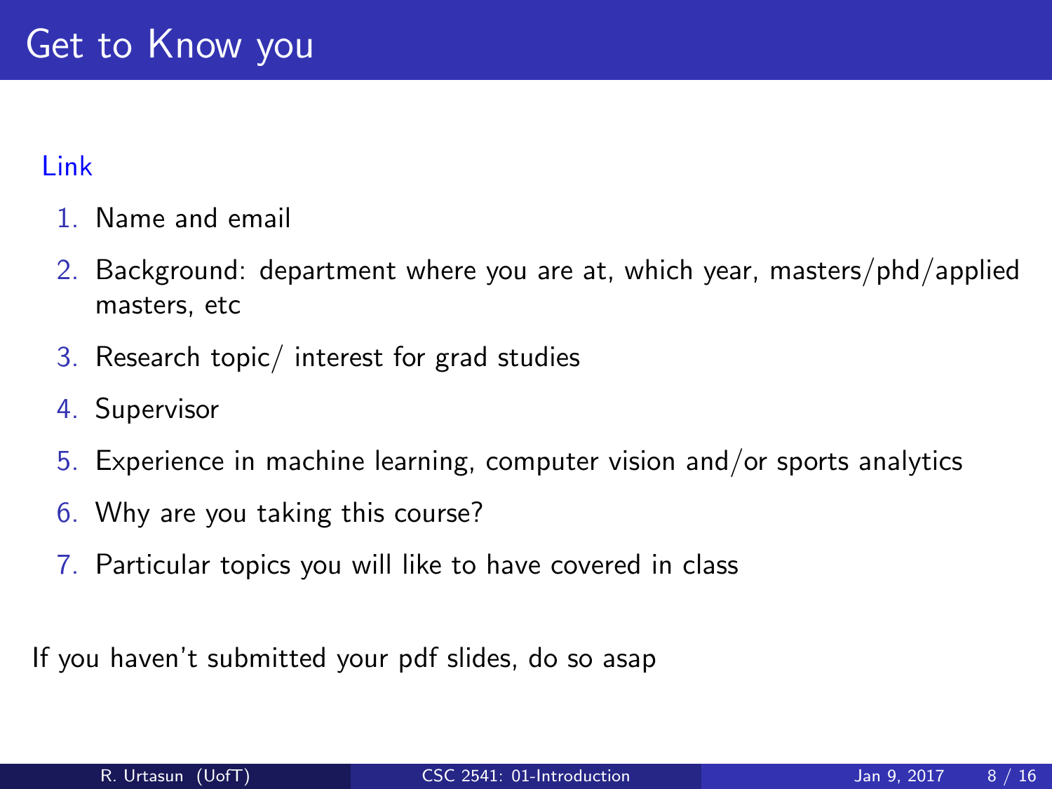# Get to Know you

Link

1. Name and email
2. Background: department where you are at, which year, masters/phd/applied masters, etc
3. Research topic/ interest for grad studies
4. Supervisor
5. Experience in machine learning, computer vision and/or sports analytics
6. Why are you taking this course?
7. Particular topics you will like to have covered in class

If you haven't submitted your pdf slides, do so asap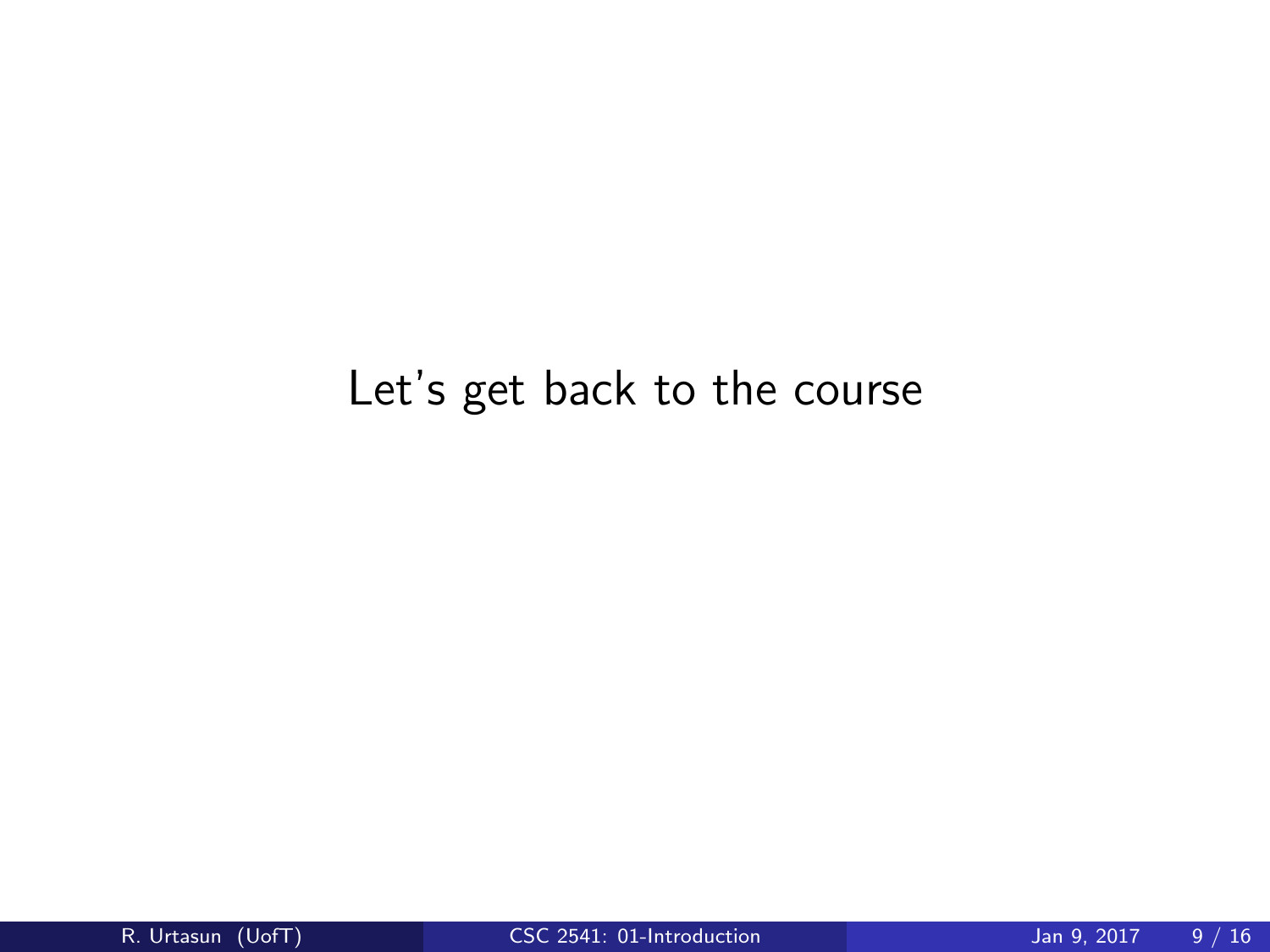Let's get back to the course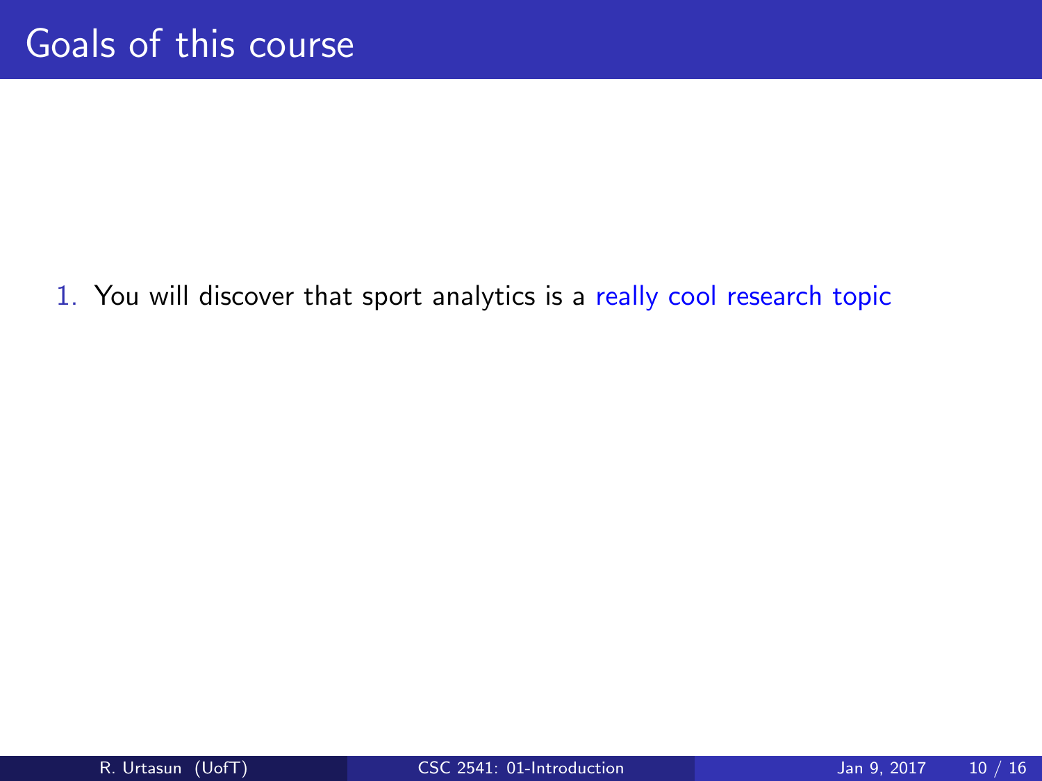# Goals of this course

1. You will discover that sport analytics is a really cool research topic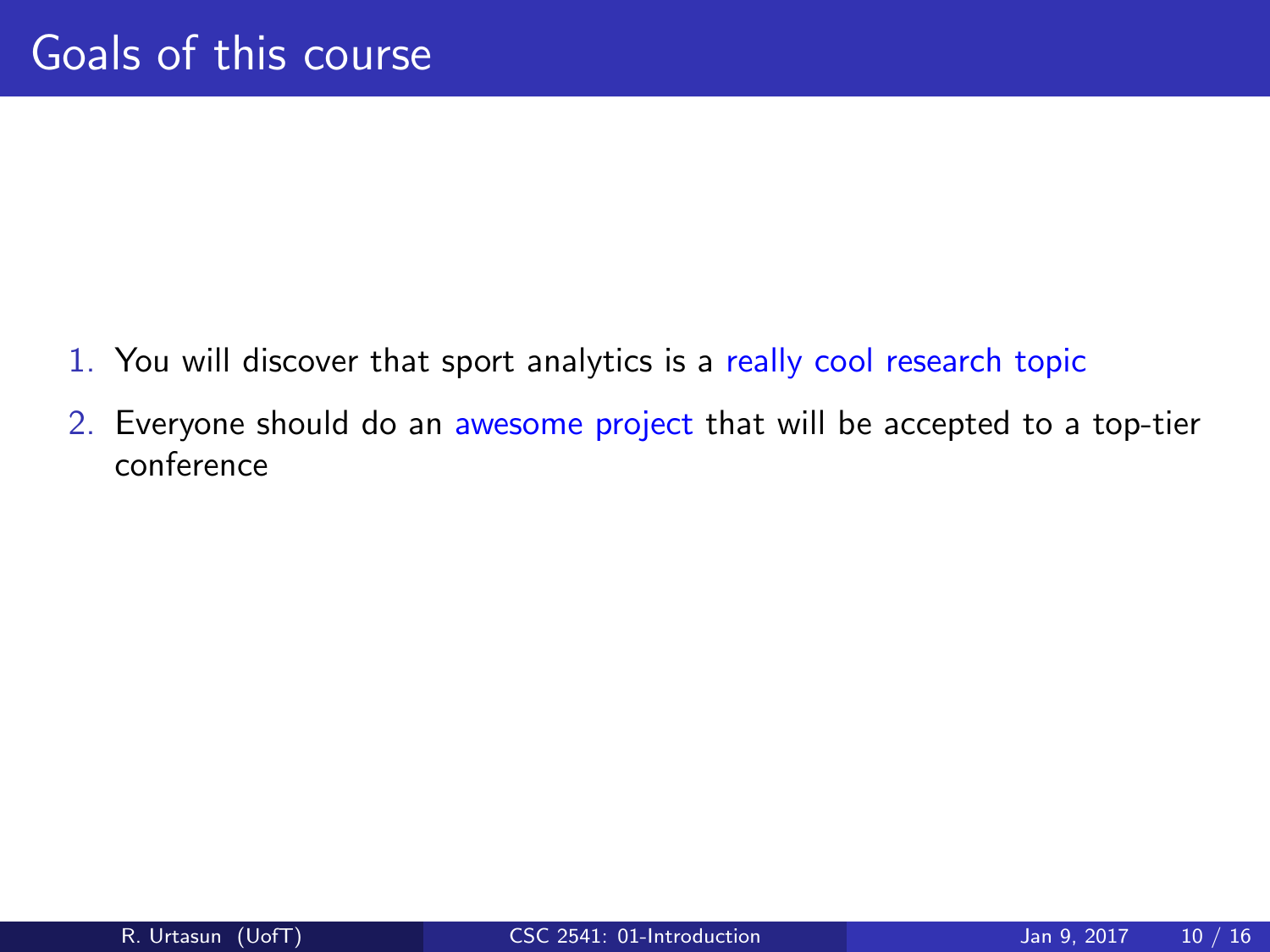# Goals of this course

1. You will discover that sport analytics is a really cool research topic
2. Everyone should do an awesome project that will be accepted to a top-tier conference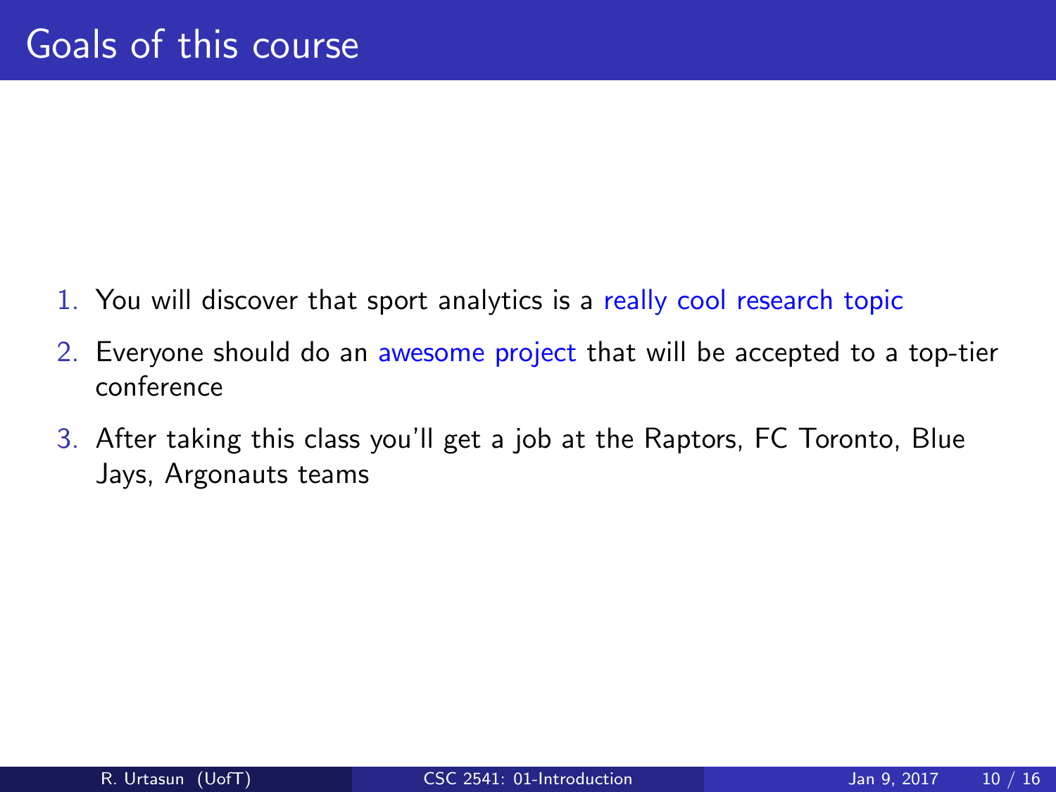# Goals of this course

1. You will discover that sport analytics is a really cool research topic
2. Everyone should do an awesome project that will be accepted to a top-tier conference
3. After taking this class you'll get a job at the Raptors, FC Toronto, Blue Jays, Argonauts teams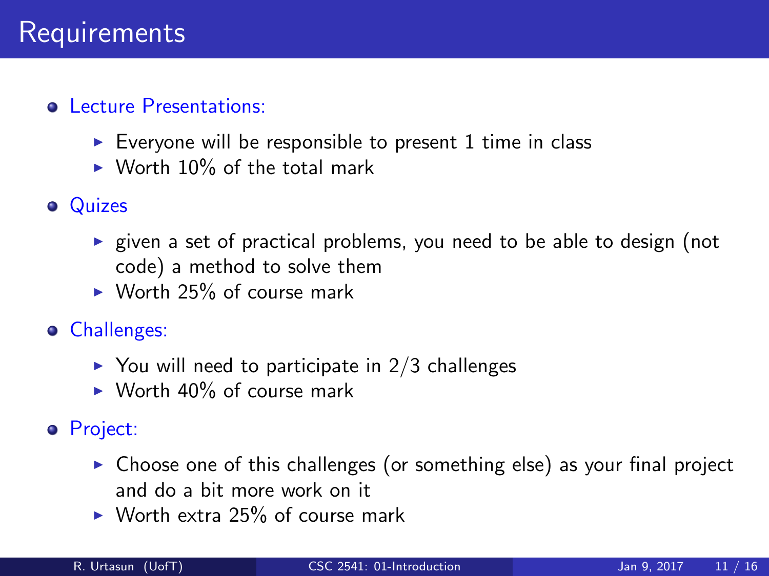# Requirements

- Lecture Presentations:
  - Everyone will be responsible to present 1 time in class
  - Worth 10% of the total mark
- Quizes
  - given a set of practical problems, you need to be able to design (not code) a method to solve them
  - Worth 25% of course mark
- Challenges:
  - You will need to participate in 2/3 challenges
  - Worth 40% of course mark
- Project:
  - Choose one of this challenges (or something else) as your final project and do a bit more work on it
  - Worth extra 25% of course mark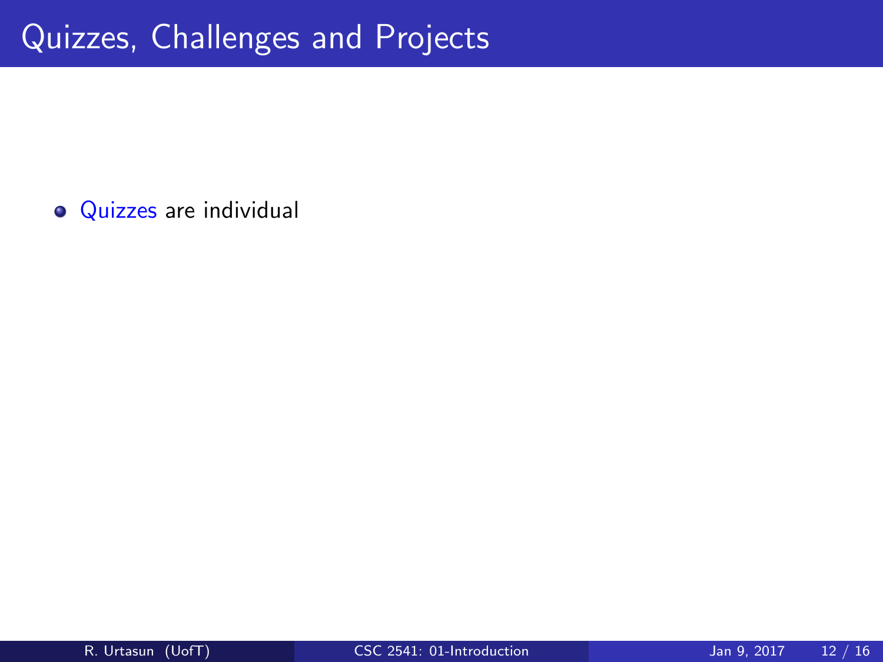# Quizzes, Challenges and Projects

- Quizzes are individual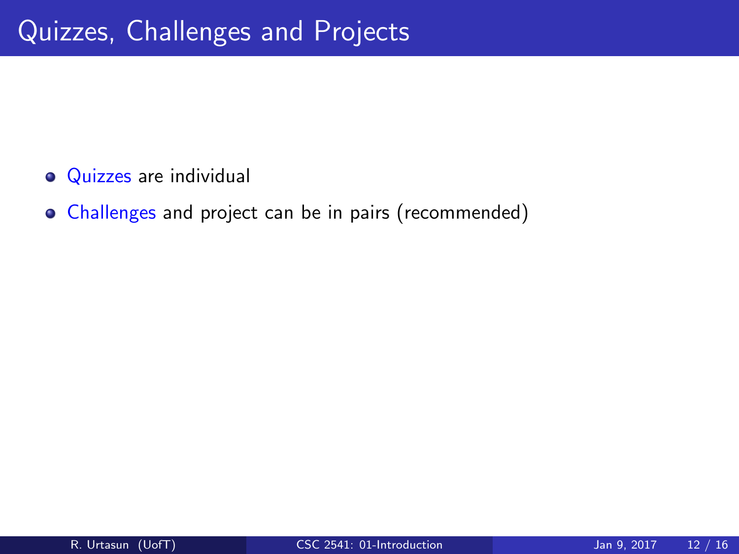# Quizzes, Challenges and Projects

- Quizzes are individual
- Challenges and project can be in pairs (recommended)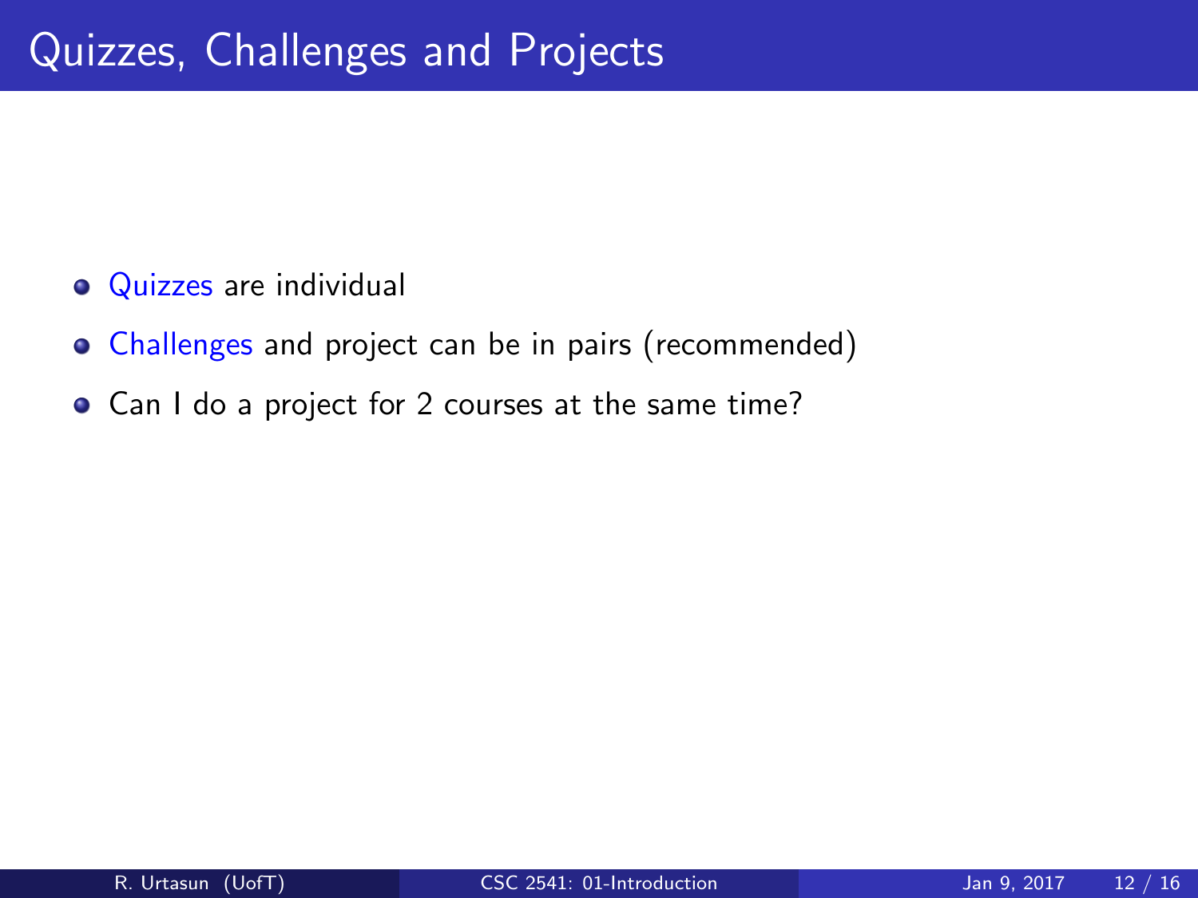# Quizzes, Challenges and Projects

- Quizzes are individual
- Challenges and project can be in pairs (recommended)
- Can I do a project for 2 courses at the same time?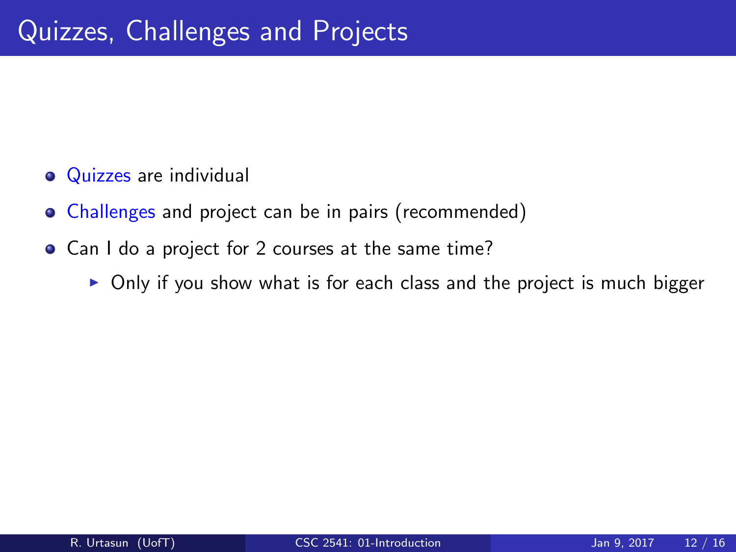# Quizzes, Challenges and Projects

- Quizzes are individual
- Challenges and project can be in pairs (recommended)
- Can I do a project for 2 courses at the same time?
  - Only if you show what is for each class and the project is much bigger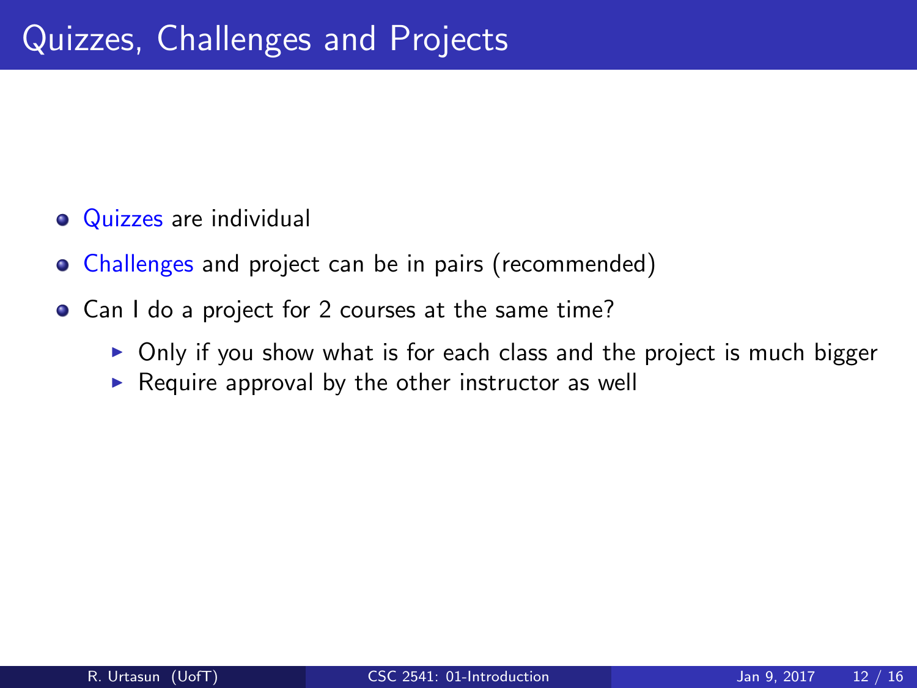# Quizzes, Challenges and Projects

- Quizzes are individual
- Challenges and project can be in pairs (recommended)
- Can I do a project for 2 courses at the same time?
  - Only if you show what is for each class and the project is much bigger
  - Require approval by the other instructor as well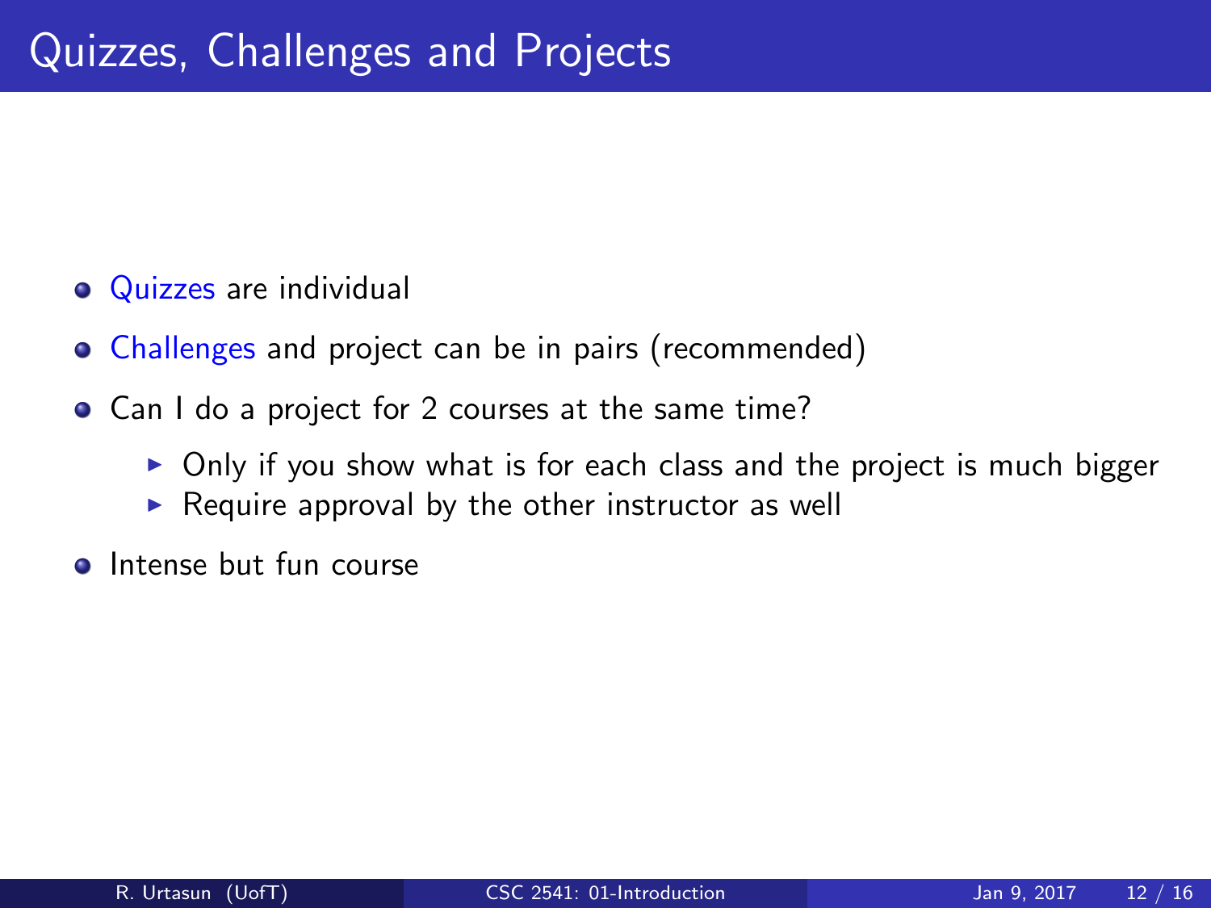# Quizzes, Challenges and Projects

- Quizzes are individual
- Challenges and project can be in pairs (recommended)
- Can I do a project for 2 courses at the same time?
  - Only if you show what is for each class and the project is much bigger
  - Require approval by the other instructor as well
- Intense but fun course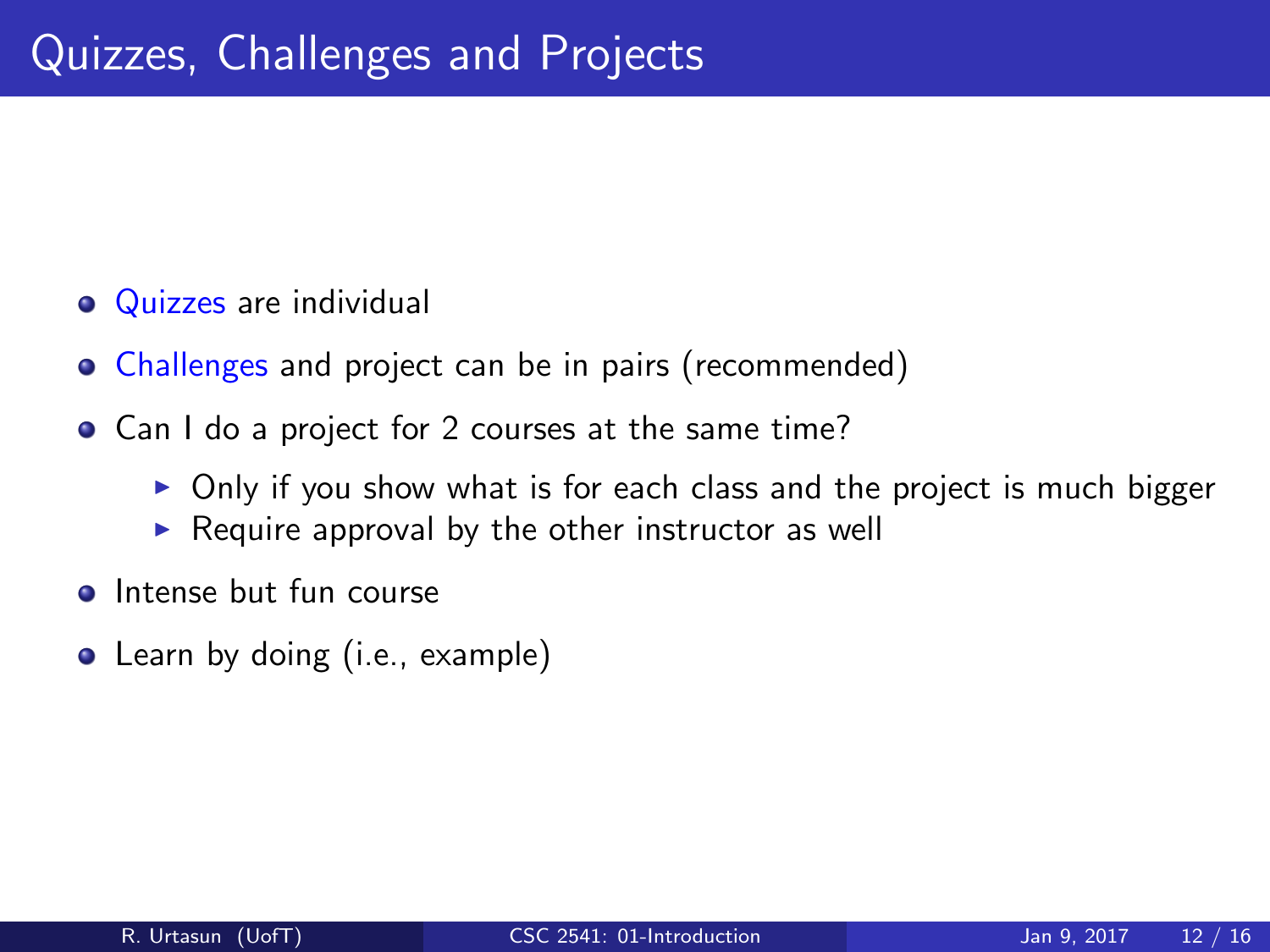# Quizzes, Challenges and Projects

- Quizzes are individual
- Challenges and project can be in pairs (recommended)
- Can I do a project for 2 courses at the same time?
  - Only if you show what is for each class and the project is much bigger
  - Require approval by the other instructor as well
- Intense but fun course
- Learn by doing (i.e., example)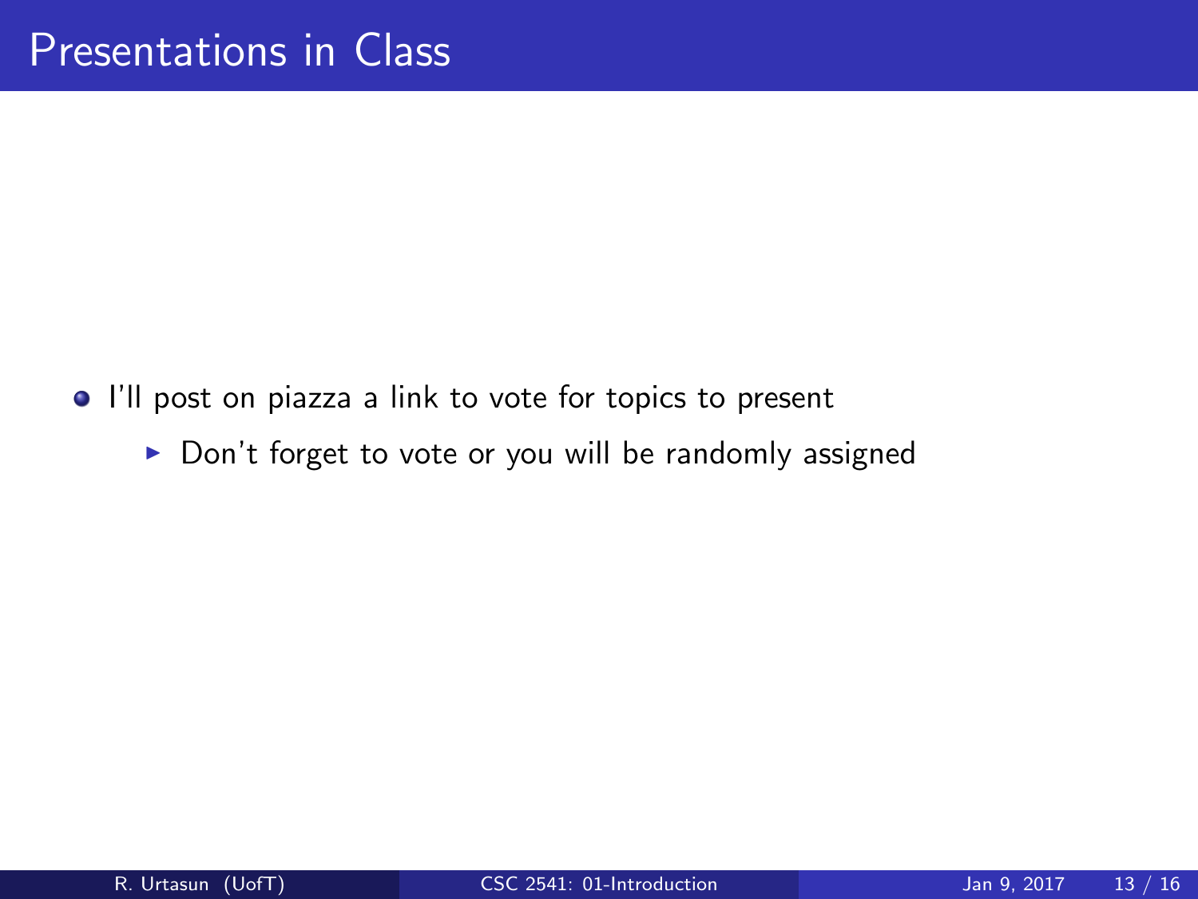# Presentations in Class

- I'll post on piazza a link to vote for topics to present
  - Don't forget to vote or you will be randomly assigned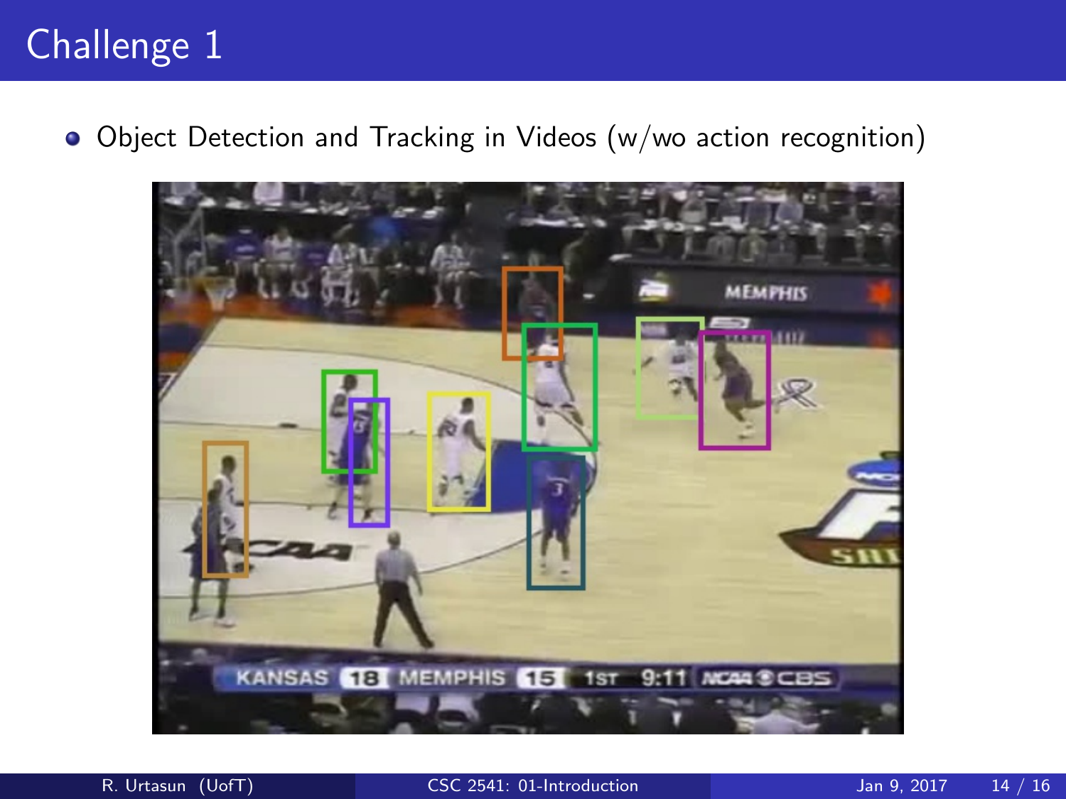# Challenge 1

- Object Detection and Tracking in Videos (w/wo action recognition)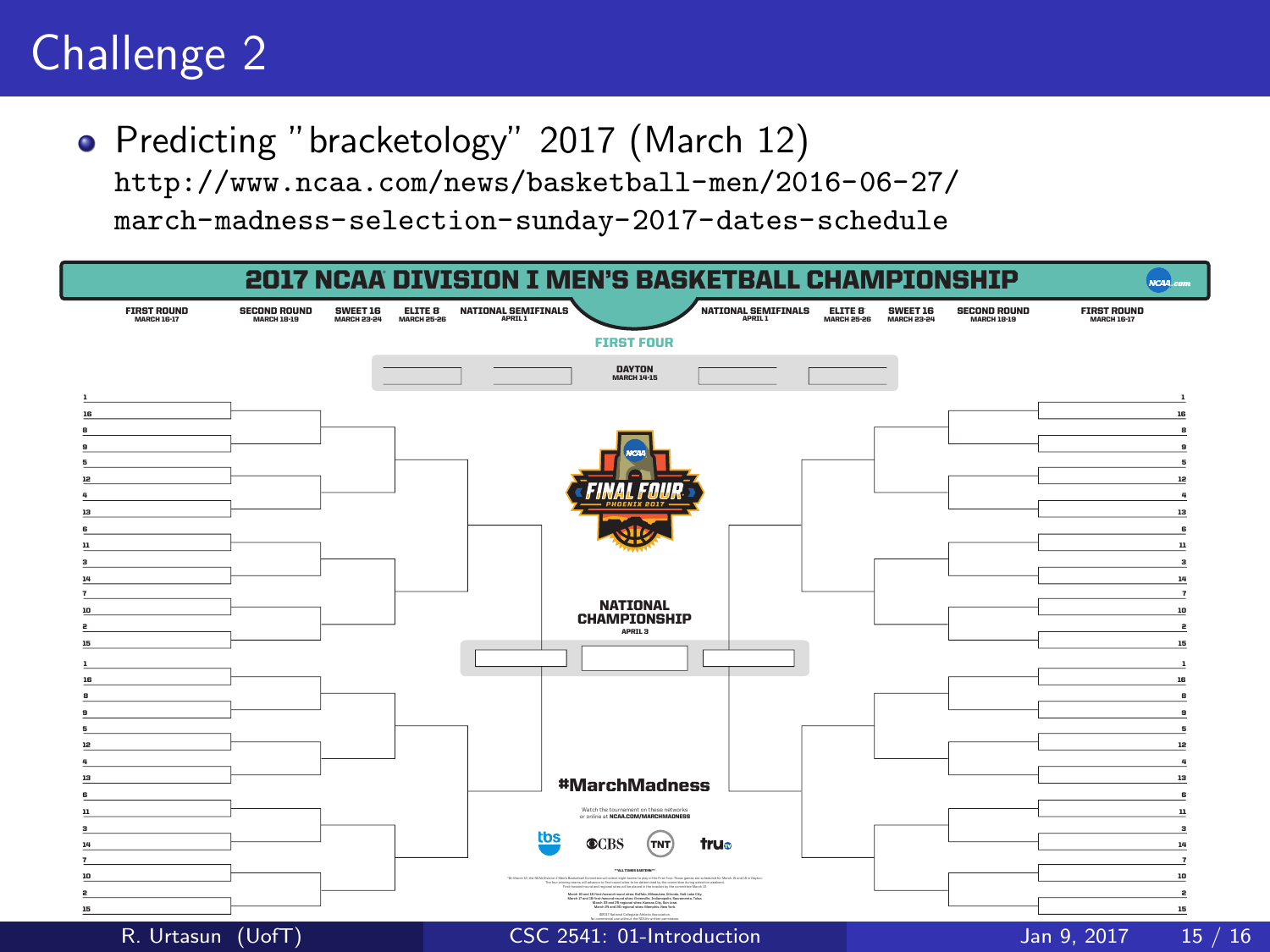# Challenge 2

- Predicting "bracketology" 2017 (March 12)
  http://www.ncaa.com/news/basketball-men/2016-06-27/march-madness-selection-sunday-2017-dates-schedule

2017 NCAA DIVISION I MEN'S BASKETBALL CHAMPIONSHIP

| FIRST ROUND MARCH 16-17 | SECOND ROUND MARCH 18-19 | SWEET 16 MARCH 23-24 | ELITE 8 MARCH 25-26 | NATIONAL SEMIFINALS APRIL 1 | NATIONAL SEMIFINALS APRIL 1 | ELITE 8 MARCH 25-26 | SWEET 16 MARCH 23-24 | SECOND ROUND MARCH 18-19 | FIRST ROUND MARCH 16-17 |
|---|---|---|---|---|---|---|---|---|---|

FIRST FOUR

DAYTON MARCH 14-15

NATIONAL CHAMPIONSHIP APRIL 3

#MarchMadness

Watch the tournament on these networks or online at NCAA.COM/MARCHMADNESS

tbs CBS TNT truTV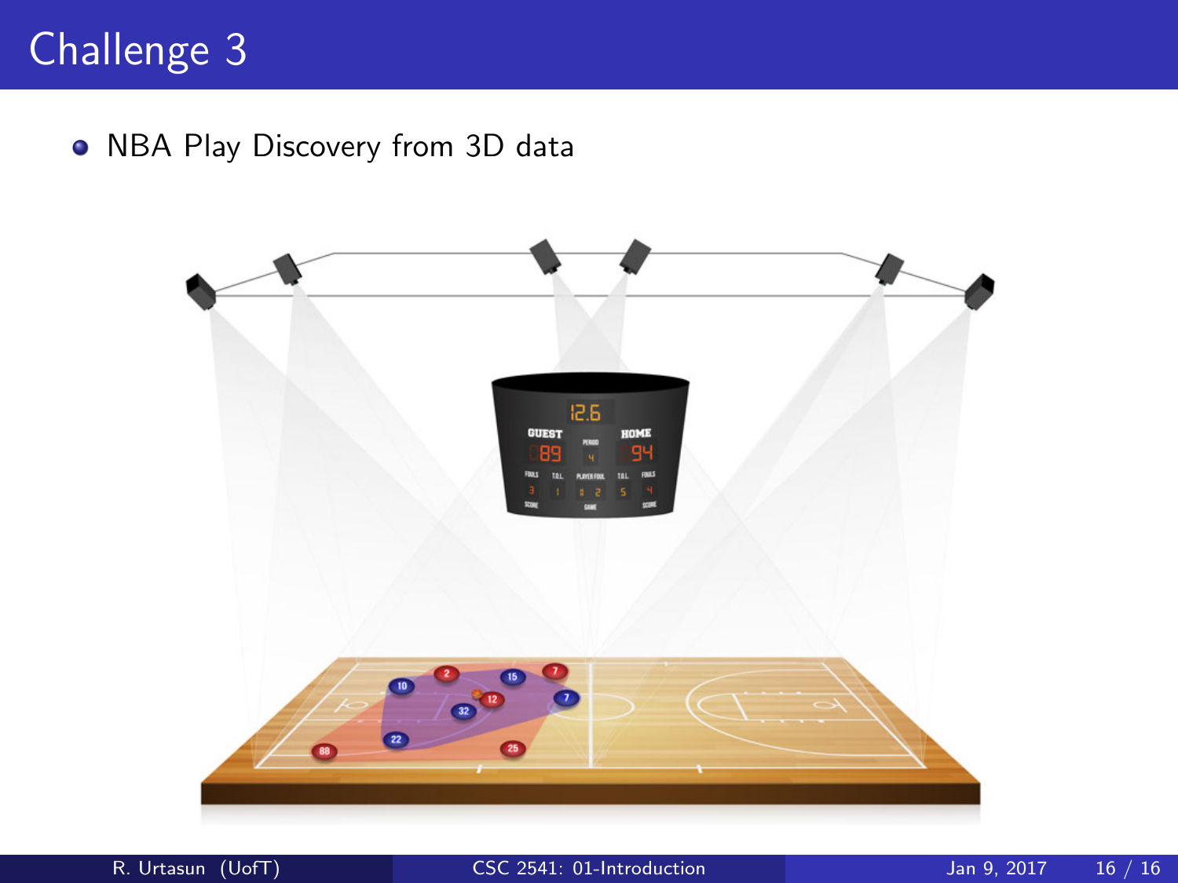# Challenge 3

- NBA Play Discovery from 3D data